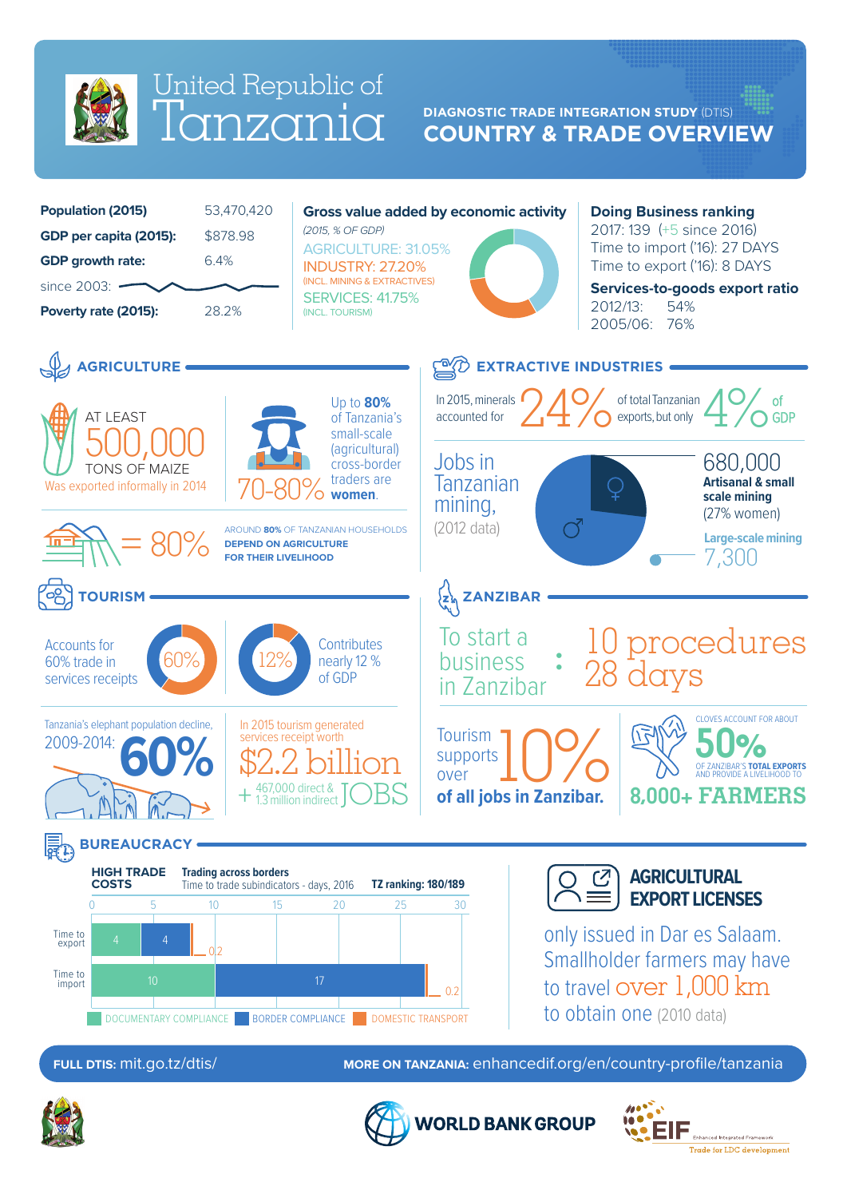# United Republic of Tanzania

## DIAGNOSTIC TRADE INTEGRATION STUDY (DTIS)
## COUNTRY & TRADE OVERVIEW

| | |
|---|---|
| **Population (2015)** | 53,470,420 |
| **GDP per capita (2015):** | $878.98 |
| **GDP growth rate:** | 6.4% |
| since 2003: | |
| **Poverty rate (2015):** | 28.2% |

**Gross value added by economic activity**

*(2015, % OF GDP)*

- AGRICULTURE: 31.05%
- INDUSTRY: 27.20% (INCL. MINING & EXTRACTIVES)
- SERVICES: 41.75% (INCL. TOURISM)

**Doing Business ranking**

2017: 139 (+5 since 2016)
Time to import ('16): 27 DAYS
Time to export ('16): 8 DAYS

**Services-to-goods export ratio**

2012/13: 54%
2005/06: 76%

## AGRICULTURE

AT LEAST 500,000 TONS OF MAIZE

Was exported informally in 2014

Up to **80%** of Tanzania's small-scale (agricultural) cross-border traders are **women**.

70-80%

= 80%

AROUND **80%** OF TANZANIAN HOUSEHOLDS **DEPEND ON AGRICULTURE FOR THEIR LIVELIHOOD**

## EXTRACTIVE INDUSTRIES

In 2015, minerals accounted for 24% of total Tanzanian exports, but only 4% of GDP

Jobs in Tanzanian mining, (2012 data)

680,000 **Artisanal & small scale mining** (27% women)

**Large-scale mining** 7,300

## TOURISM

Accounts for 60% trade in services receipts — 60%

12% — Contributes nearly 12 % of GDP

Tanzania's elephant population decline, 2009-2014: **60%**

In 2015 tourism generated services receipt worth $2.2 billion

+ 467,000 direct & 1.3 million indirect JOBS

## ZANZIBAR

To start a business in Zanzibar : 10 procedures 28 days

Tourism supports over 10% **of all jobs in Zanzibar.**

CLOVES ACCOUNT FOR ABOUT **50%** OF ZANZIBAR'S **TOTAL EXPORTS** AND PROVIDE A LIVELIHOOD TO **8,000+ FARMERS**

## BUREAUCRACY

**HIGH TRADE COSTS**

**Trading across borders** — Time to trade subindicators - days, 2016 — **TZ ranking: 180/189**

| | Documentary compliance | Border compliance | Domestic transport |
|---|---|---|---|
| Time to export | 4 | 4 | 0.2 |
| Time to import | 10 | 17 | 0.2 |

**AGRICULTURAL EXPORT LICENSES**

only issued in Dar es Salaam. Smallholder farmers may have to travel over 1,000 km to obtain one (2010 data)

**FULL DTIS:** mit.go.tz/dtis/ **MORE ON TANZANIA:** enhancedif.org/en/country-profile/tanzania

WORLD BANK GROUP

EIF Enhanced Integrated Framework — Trade for LDC development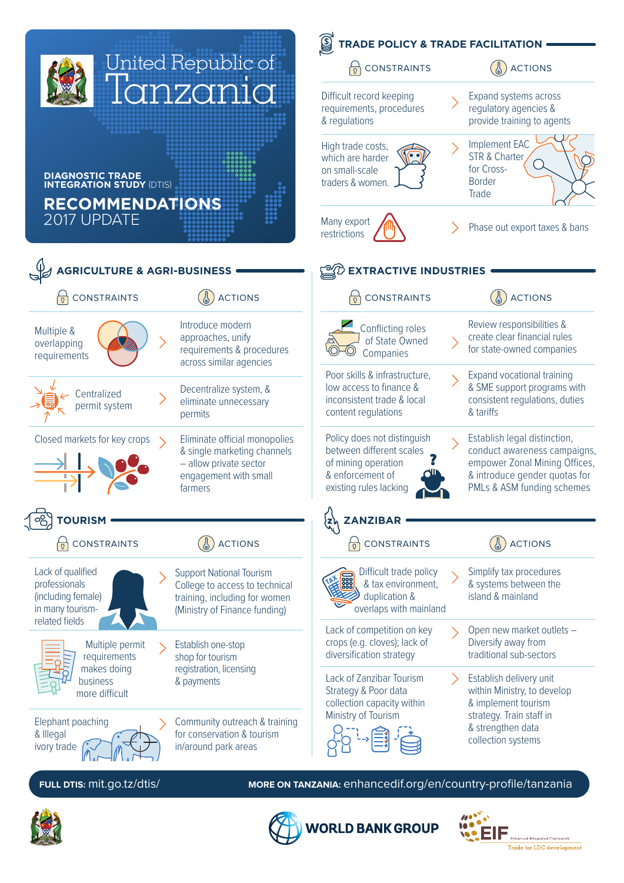# United Republic of Tanzania

**DIAGNOSTIC TRADE INTEGRATION STUDY** (DTIS)

## RECOMMENDATIONS
2017 UPDATE

## TRADE POLICY & TRADE FACILITATION

| CONSTRAINTS | ACTIONS |
|---|---|
| Difficult record keeping requirements, procedures & regulations | Expand systems across regulatory agencies & provide training to agents |
| High trade costs, which are harder on small-scale traders & women. | Implement EAC STR & Charter for Cross-Border Trade |
| Many export restrictions | Phase out export taxes & bans |

## AGRICULTURE & AGRI-BUSINESS

| CONSTRAINTS | ACTIONS |
|---|---|
| Multiple & overlapping requirements | Introduce modern approaches, unify requirements & procedures across similar agencies |
| Centralized permit system | Decentralize system, & eliminate unnecessary permits |
| Closed markets for key crops | Eliminate official monopolies & single marketing channels – allow private sector engagement with small farmers |

## EXTRACTIVE INDUSTRIES

| CONSTRAINTS | ACTIONS |
|---|---|
| Conflicting roles of State Owned Companies | Review responsibilities & create clear financial rules for state-owned companies |
| Poor skills & infrastructure, low access to finance & inconsistent trade & local content regulations | Expand vocational training & SME support programs with consistent regulations, duties & tariffs |
| Policy does not distinguish between different scales of mining operation & enforcement of existing rules lacking | Establish legal distinction, conduct awareness campaigns, empower Zonal Mining Offices, & introduce gender quotas for PMLs & ASM funding schemes |

## TOURISM

| CONSTRAINTS | ACTIONS |
|---|---|
| Lack of qualified professionals (including female) in many tourism-related fields | Support National Tourism College to access to technical training, including for women (Ministry of Finance funding) |
| Multiple permit requirements makes doing business more difficult | Establish one-stop shop for tourism registration, licensing & payments |
| Elephant poaching & Illegal ivory trade | Community outreach & training for conservation & tourism in/around park areas |

## ZANZIBAR

| CONSTRAINTS | ACTIONS |
|---|---|
| Difficult trade policy & tax environment, duplication & overlaps with mainland | Simplify tax procedures & systems between the island & mainland |
| Lack of competition on key crops (e.g. cloves); lack of diversification strategy | Open new market outlets – Diversify away from traditional sub-sectors |
| Lack of Zanzibar Tourism Strategy & Poor data collection capacity within Ministry of Tourism | Establish delivery unit within Ministry, to develop & implement tourism strategy. Train staff in & strengthen data collection systems |

**FULL DTIS:** mit.go.tz/dtis/ **MORE ON TANZANIA:** enhancedif.org/en/country-profile/tanzania

WORLD BANK GROUP

EIF Enhanced Integrated Framework — Trade for LDC development